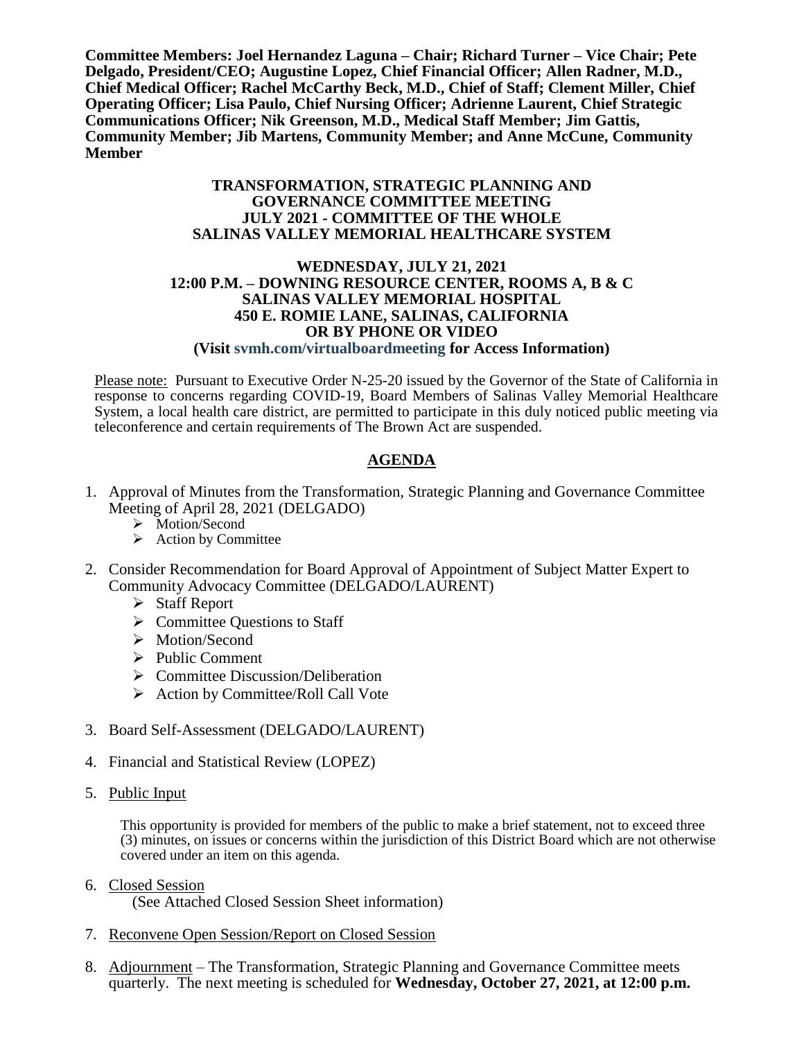**Committee Members: Joel Hernandez Laguna – Chair; Richard Turner – Vice Chair; Pete Delgado, President/CEO; Augustine Lopez, Chief Financial Officer; Allen Radner, M.D., Chief Medical Officer; Rachel McCarthy Beck, M.D., Chief of Staff; Clement Miller, Chief Operating Officer; Lisa Paulo, Chief Nursing Officer; Adrienne Laurent, Chief Strategic Communications Officer; Nik Greenson, M.D., Medical Staff Member; Jim Gattis, Community Member; Jib Martens, Community Member; and Anne McCune, Community Member**

**TRANSFORMATION, STRATEGIC PLANNING AND GOVERNANCE COMMITTEE MEETING**
**JULY 2021 - COMMITTEE OF THE WHOLE**
**SALINAS VALLEY MEMORIAL HEALTHCARE SYSTEM**

**WEDNESDAY, JULY 21, 2021**
**12:00 P.M. – DOWNING RESOURCE CENTER, ROOMS A, B & C**
**SALINAS VALLEY MEMORIAL HOSPITAL**
**450 E. ROMIE LANE, SALINAS, CALIFORNIA**
**OR BY PHONE OR VIDEO**
**(Visit svmh.com/virtualboardmeeting for Access Information)**

Please note: Pursuant to Executive Order N-25-20 issued by the Governor of the State of California in response to concerns regarding COVID-19, Board Members of Salinas Valley Memorial Healthcare System, a local health care district, are permitted to participate in this duly noticed public meeting via teleconference and certain requirements of The Brown Act are suspended.

## AGENDA

1. Approval of Minutes from the Transformation, Strategic Planning and Governance Committee Meeting of April 28, 2021 (DELGADO)
   - Motion/Second
   - Action by Committee

2. Consider Recommendation for Board Approval of Appointment of Subject Matter Expert to Community Advocacy Committee (DELGADO/LAURENT)
   - Staff Report
   - Committee Questions to Staff
   - Motion/Second
   - Public Comment
   - Committee Discussion/Deliberation
   - Action by Committee/Roll Call Vote

3. Board Self-Assessment (DELGADO/LAURENT)

4. Financial and Statistical Review (LOPEZ)

5. Public Input

   This opportunity is provided for members of the public to make a brief statement, not to exceed three (3) minutes, on issues or concerns within the jurisdiction of this District Board which are not otherwise covered under an item on this agenda.

6. Closed Session
   (See Attached Closed Session Sheet information)

7. Reconvene Open Session/Report on Closed Session

8. Adjournment – The Transformation, Strategic Planning and Governance Committee meets quarterly. The next meeting is scheduled for **Wednesday, October 27, 2021, at 12:00 p.m.**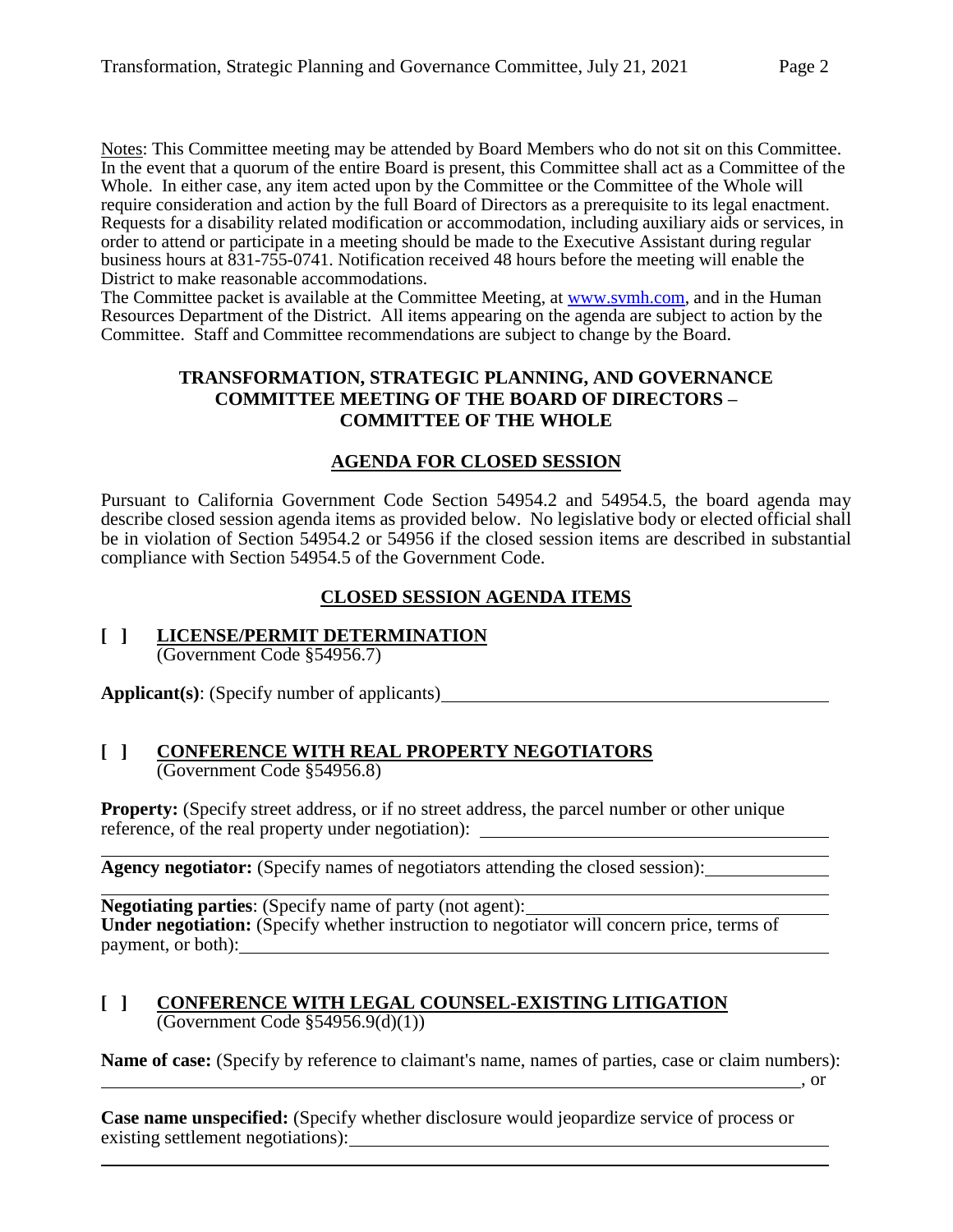Notes: This Committee meeting may be attended by Board Members who do not sit on this Committee. In the event that a quorum of the entire Board is present, this Committee shall act as a Committee of the Whole. In either case, any item acted upon by the Committee or the Committee of the Whole will require consideration and action by the full Board of Directors as a prerequisite to its legal enactment. Requests for a disability related modification or accommodation, including auxiliary aids or services, in order to attend or participate in a meeting should be made to the Executive Assistant during regular business hours at 831-755-0741. Notification received 48 hours before the meeting will enable the District to make reasonable accommodations.
The Committee packet is available at the Committee Meeting, at www.svmh.com, and in the Human Resources Department of the District. All items appearing on the agenda are subject to action by the Committee. Staff and Committee recommendations are subject to change by the Board.

## TRANSFORMATION, STRATEGIC PLANNING, AND GOVERNANCE COMMITTEE MEETING OF THE BOARD OF DIRECTORS – COMMITTEE OF THE WHOLE

## AGENDA FOR CLOSED SESSION

Pursuant to California Government Code Section 54954.2 and 54954.5, the board agenda may describe closed session agenda items as provided below. No legislative body or elected official shall be in violation of Section 54954.2 or 54956 if the closed session items are described in substantial compliance with Section 54954.5 of the Government Code.

## CLOSED SESSION AGENDA ITEMS

**[ ] LICENSE/PERMIT DETERMINATION**
(Government Code §54956.7)

**Applicant(s)**: (Specify number of applicants)\_\_\_\_\_\_\_\_\_\_\_\_\_\_\_\_\_\_\_\_\_\_\_\_\_\_\_\_\_\_

**[ ] CONFERENCE WITH REAL PROPERTY NEGOTIATORS**
(Government Code §54956.8)

**Property:** (Specify street address, or if no street address, the parcel number or other unique reference, of the real property under negotiation): \_\_\_\_\_\_\_\_\_\_\_\_\_\_\_\_\_\_\_\_\_\_\_\_\_\_\_\_\_\_

**Agency negotiator:** (Specify names of negotiators attending the closed session):\_\_\_\_\_\_\_\_\_\_

**Negotiating parties**: (Specify name of party (not agent):\_\_\_\_\_\_\_\_\_\_\_\_\_\_\_\_\_\_\_\_\_\_\_\_\_\_
**Under negotiation:** (Specify whether instruction to negotiator will concern price, terms of payment, or both):\_\_\_\_\_\_\_\_\_\_\_\_\_\_\_\_\_\_\_\_\_\_\_\_\_\_\_\_\_\_\_\_\_\_\_\_\_\_\_\_

**[ ] CONFERENCE WITH LEGAL COUNSEL-EXISTING LITIGATION**
(Government Code §54956.9(d)(1))

**Name of case:** (Specify by reference to claimant's name, names of parties, case or claim numbers):
\_\_\_\_\_\_\_\_\_\_\_\_\_\_\_\_\_\_\_\_\_\_\_\_\_\_\_\_\_\_\_\_\_\_\_\_\_\_\_\_\_\_\_\_\_\_\_\_\_\_\_\_\_\_\_\_\_\_\_\_\_\_, or

**Case name unspecified:** (Specify whether disclosure would jeopardize service of process or existing settlement negotiations):\_\_\_\_\_\_\_\_\_\_\_\_\_\_\_\_\_\_\_\_\_\_\_\_\_\_\_\_\_\_\_\_\_\_\_\_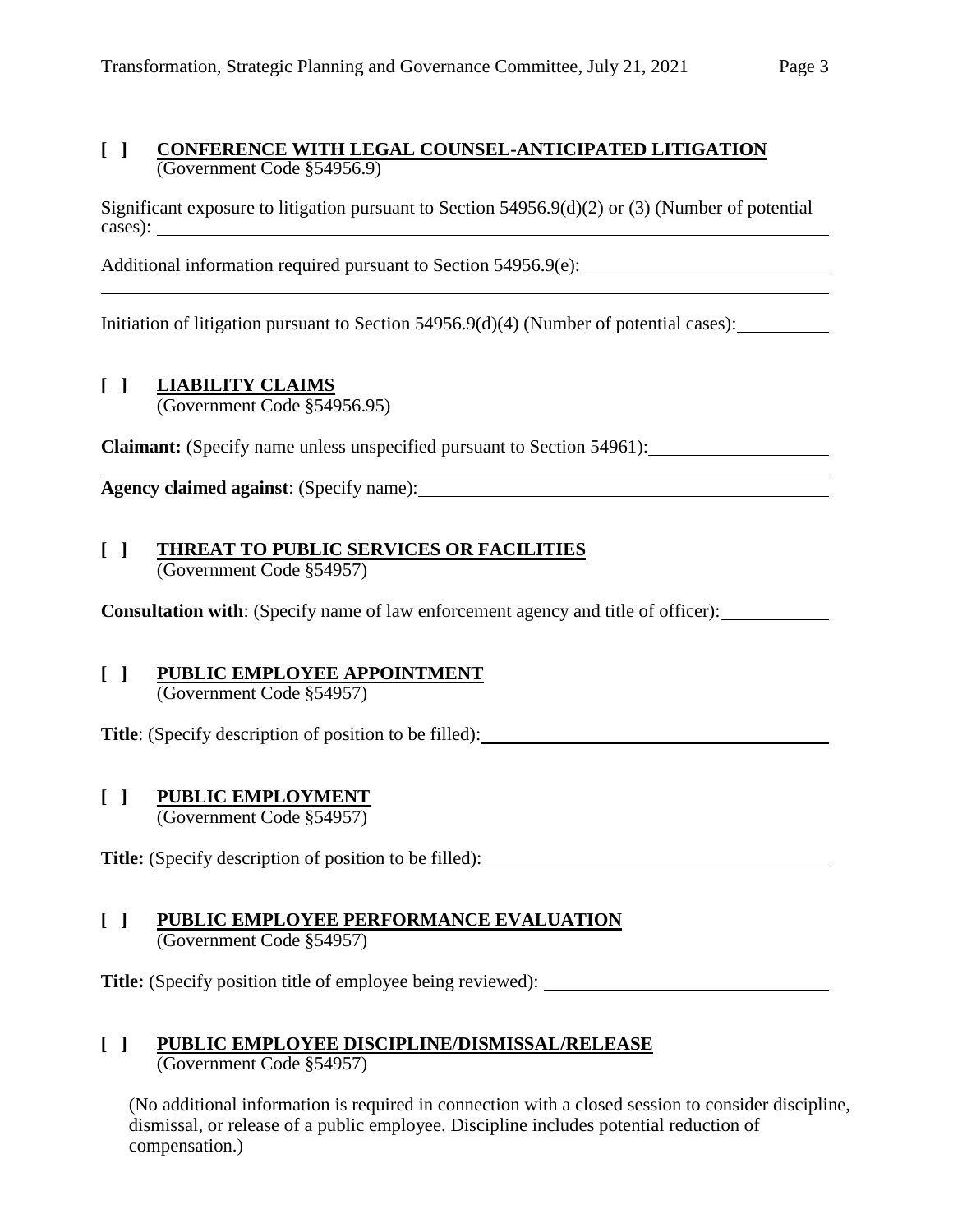**[ ] CONFERENCE WITH LEGAL COUNSEL-ANTICIPATED LITIGATION**
(Government Code §54956.9)

Significant exposure to litigation pursuant to Section 54956.9(d)(2) or (3) (Number of potential cases): ____________________

Additional information required pursuant to Section 54956.9(e): ____________________

____________________

Initiation of litigation pursuant to Section 54956.9(d)(4) (Number of potential cases): __________

**[ ] LIABILITY CLAIMS**
(Government Code §54956.95)

**Claimant:** (Specify name unless unspecified pursuant to Section 54961): ____________________

____________________

**Agency claimed against**: (Specify name): ____________________

**[ ] THREAT TO PUBLIC SERVICES OR FACILITIES**
(Government Code §54957)

**Consultation with**: (Specify name of law enforcement agency and title of officer): __________

**[ ] PUBLIC EMPLOYEE APPOINTMENT**
(Government Code §54957)

**Title**: (Specify description of position to be filled): ____________________

**[ ] PUBLIC EMPLOYMENT**
(Government Code §54957)

**Title:** (Specify description of position to be filled): ____________________

**[ ] PUBLIC EMPLOYEE PERFORMANCE EVALUATION**
(Government Code §54957)

**Title:** (Specify position title of employee being reviewed): ____________________

**[ ] PUBLIC EMPLOYEE DISCIPLINE/DISMISSAL/RELEASE**
(Government Code §54957)

(No additional information is required in connection with a closed session to consider discipline, dismissal, or release of a public employee. Discipline includes potential reduction of compensation.)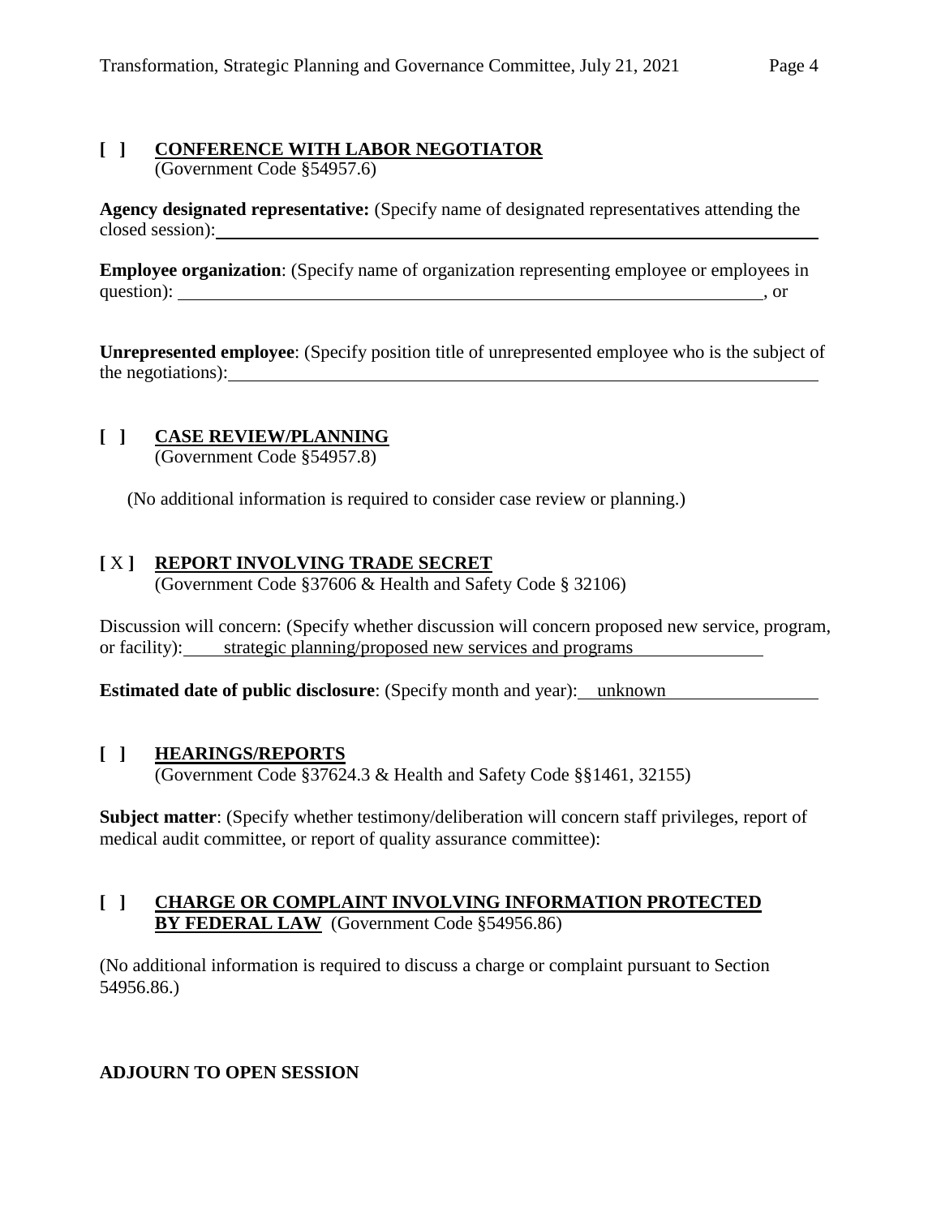**[ ] CONFERENCE WITH LABOR NEGOTIATOR**
(Government Code §54957.6)

**Agency designated representative:** (Specify name of designated representatives attending the closed session): ______________________________________________

**Employee organization**: (Specify name of organization representing employee or employees in question): ______________________________________________, or

**Unrepresented employee**: (Specify position title of unrepresented employee who is the subject of the negotiations): ______________________________________________

**[ ] CASE REVIEW/PLANNING**
(Government Code §54957.8)

(No additional information is required to consider case review or planning.)

**[ X ] REPORT INVOLVING TRADE SECRET**
(Government Code §37606 & Health and Safety Code § 32106)

Discussion will concern: (Specify whether discussion will concern proposed new service, program, or facility): strategic planning/proposed new services and programs

**Estimated date of public disclosure**: (Specify month and year): unknown

**[ ] HEARINGS/REPORTS**
(Government Code §37624.3 & Health and Safety Code §§1461, 32155)

**Subject matter**: (Specify whether testimony/deliberation will concern staff privileges, report of medical audit committee, or report of quality assurance committee):

**[ ] CHARGE OR COMPLAINT INVOLVING INFORMATION PROTECTED BY FEDERAL LAW** (Government Code §54956.86)

(No additional information is required to discuss a charge or complaint pursuant to Section 54956.86.)

**ADJOURN TO OPEN SESSION**